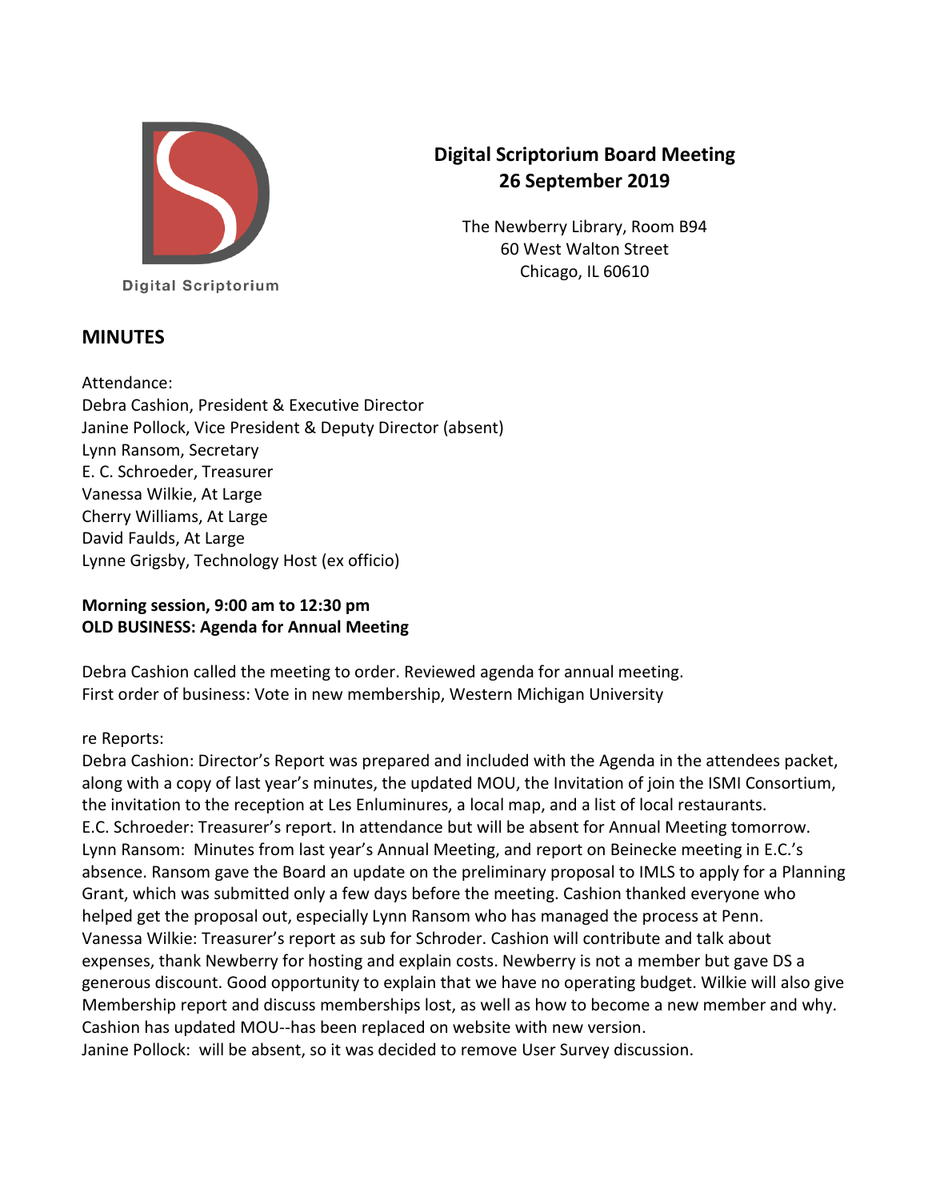Digital Scriptorium

# Digital Scriptorium Board Meeting
## 26 September 2019

The Newberry Library, Room B94
60 West Walton Street
Chicago, IL 60610

## MINUTES

Attendance:
Debra Cashion, President & Executive Director
Janine Pollock, Vice President & Deputy Director (absent)
Lynn Ransom, Secretary
E. C. Schroeder, Treasurer
Vanessa Wilkie, At Large
Cherry Williams, At Large
David Faulds, At Large
Lynne Grigsby, Technology Host (ex officio)

**Morning session, 9:00 am to 12:30 pm**
**OLD BUSINESS: Agenda for Annual Meeting**

Debra Cashion called the meeting to order. Reviewed agenda for annual meeting.
First order of business: Vote in new membership, Western Michigan University

re Reports:
Debra Cashion: Director's Report was prepared and included with the Agenda in the attendees packet, along with a copy of last year's minutes, the updated MOU, the Invitation of join the ISMI Consortium, the invitation to the reception at Les Enluminures, a local map, and a list of local restaurants.
E.C. Schroeder: Treasurer's report. In attendance but will be absent for Annual Meeting tomorrow.
Lynn Ransom: Minutes from last year's Annual Meeting, and report on Beinecke meeting in E.C.'s absence. Ransom gave the Board an update on the preliminary proposal to IMLS to apply for a Planning Grant, which was submitted only a few days before the meeting. Cashion thanked everyone who helped get the proposal out, especially Lynn Ransom who has managed the process at Penn.
Vanessa Wilkie: Treasurer's report as sub for Schroder. Cashion will contribute and talk about expenses, thank Newberry for hosting and explain costs. Newberry is not a member but gave DS a generous discount. Good opportunity to explain that we have no operating budget. Wilkie will also give Membership report and discuss memberships lost, as well as how to become a new member and why. Cashion has updated MOU--has been replaced on website with new version.
Janine Pollock: will be absent, so it was decided to remove User Survey discussion.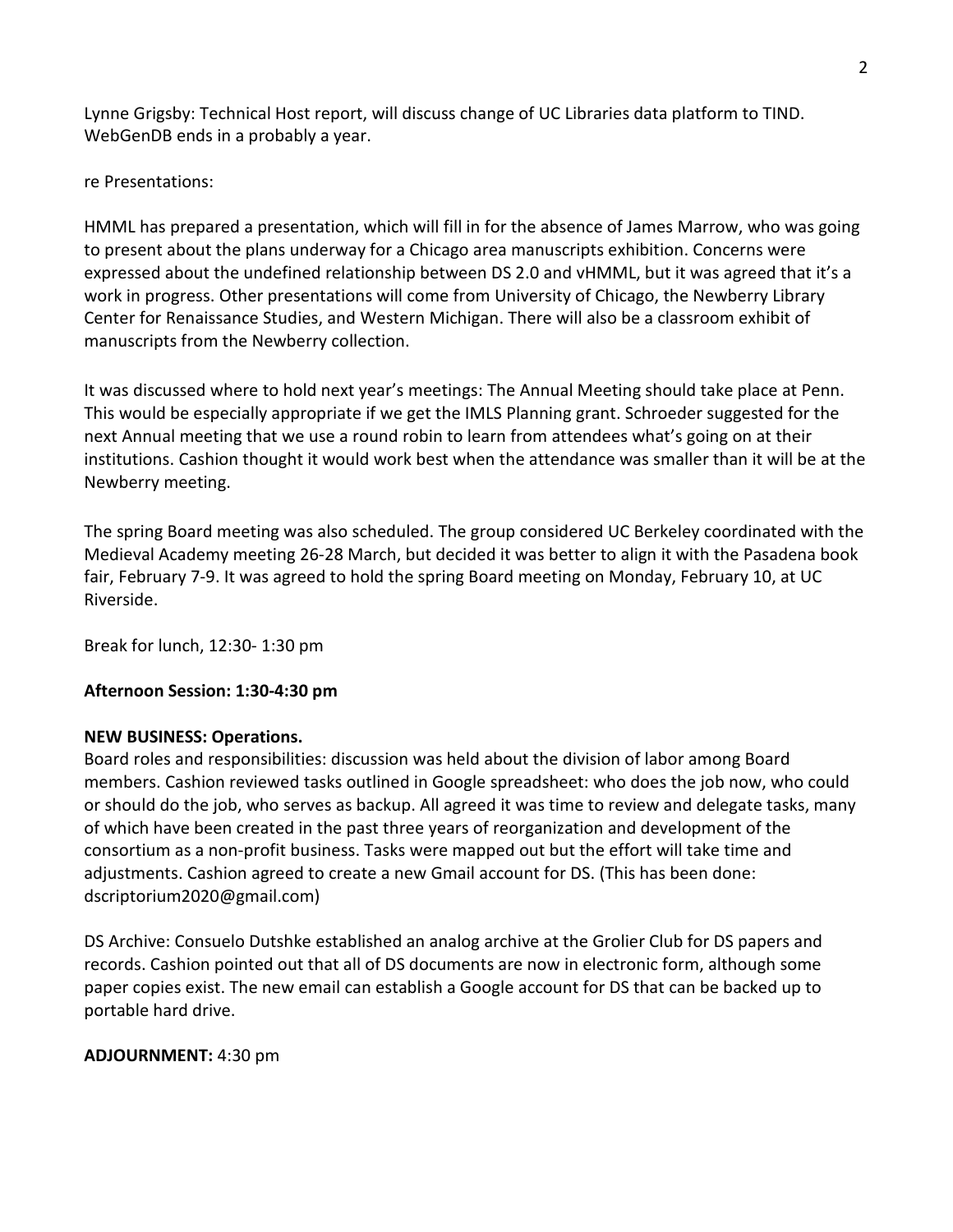Lynne Grigsby: Technical Host report, will discuss change of UC Libraries data platform to TIND. WebGenDB ends in a probably a year.

re Presentations:

HMML has prepared a presentation, which will fill in for the absence of James Marrow, who was going to present about the plans underway for a Chicago area manuscripts exhibition. Concerns were expressed about the undefined relationship between DS 2.0 and vHMML, but it was agreed that it's a work in progress. Other presentations will come from University of Chicago, the Newberry Library Center for Renaissance Studies, and Western Michigan. There will also be a classroom exhibit of manuscripts from the Newberry collection.

It was discussed where to hold next year's meetings: The Annual Meeting should take place at Penn. This would be especially appropriate if we get the IMLS Planning grant. Schroeder suggested for the next Annual meeting that we use a round robin to learn from attendees what's going on at their institutions. Cashion thought it would work best when the attendance was smaller than it will be at the Newberry meeting.

The spring Board meeting was also scheduled. The group considered UC Berkeley coordinated with the Medieval Academy meeting 26-28 March, but decided it was better to align it with the Pasadena book fair, February 7-9. It was agreed to hold the spring Board meeting on Monday, February 10, at UC Riverside.

Break for lunch, 12:30- 1:30 pm

**Afternoon Session: 1:30-4:30 pm**

**NEW BUSINESS: Operations.**

Board roles and responsibilities: discussion was held about the division of labor among Board members. Cashion reviewed tasks outlined in Google spreadsheet: who does the job now, who could or should do the job, who serves as backup. All agreed it was time to review and delegate tasks, many of which have been created in the past three years of reorganization and development of the consortium as a non-profit business. Tasks were mapped out but the effort will take time and adjustments. Cashion agreed to create a new Gmail account for DS. (This has been done: dscriptorium2020@gmail.com)

DS Archive: Consuelo Dutshke established an analog archive at the Grolier Club for DS papers and records. Cashion pointed out that all of DS documents are now in electronic form, although some paper copies exist. The new email can establish a Google account for DS that can be backed up to portable hard drive.

**ADJOURNMENT:** 4:30 pm